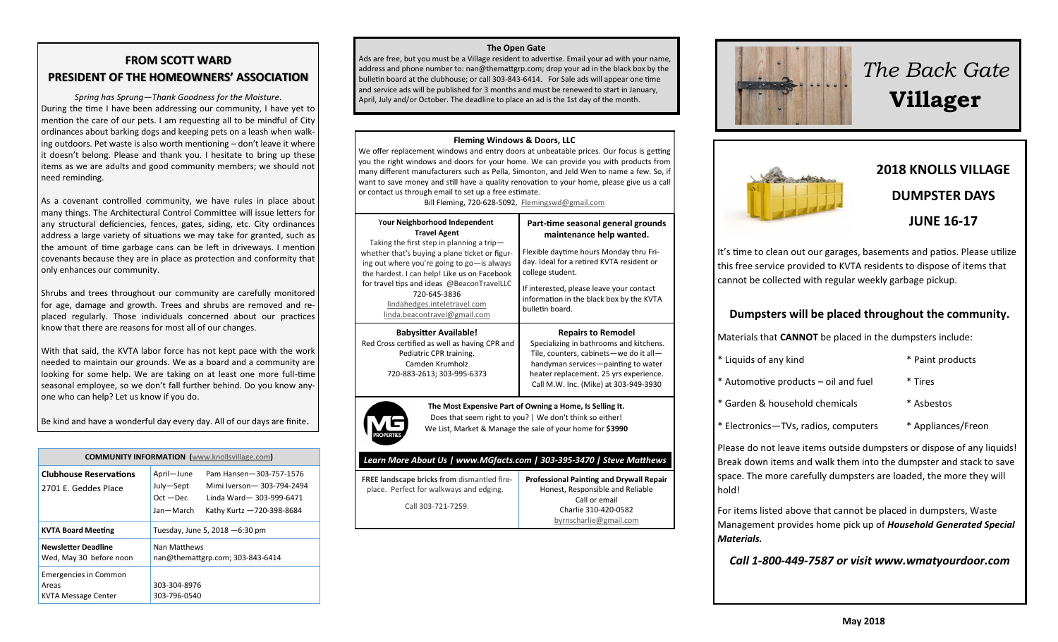# The Back Gate Villager

## 2018 KNOLLS VILLAGE DUMPSTER DAYS JUNE 16-17

It's time to clean out our garages, basements and patios. Please utilize this free service provided to KVTA residents to dispose of items that cannot be collected with regular weekly garbage pickup.

### Dumpsters will be placed throughout the community.

Materials that **CANNOT** be placed in the dumpsters include:

- Liquids of any kind
- Paint products
- Automotive products – oil and fuel
- Tires
- Garden & household chemicals
- Asbestos
- Electronics—TVs, radios, computers
- Appliances/Freon

Please do not leave items outside dumpsters or dispose of any liquids! Break down items and walk them into the dumpster and stack to save space. The more carefully dumpsters are loaded, the more they will hold!

For items listed above that cannot be placed in dumpsters, Waste Management provides home pick up of ***Household Generated Special Materials.***

***Call 1-800-449-7587 or visit www.wmatyourdoor.com***

May 2018

## FROM SCOTT WARD PRESIDENT OF THE HOMEOWNERS' ASSOCIATION

*Spring has Sprung—Thank Goodness for the Moisture*.

During the time I have been addressing our community, I have yet to mention the care of our pets. I am requesting all to be mindful of City ordinances about barking dogs and keeping pets on a leash when walking outdoors. Pet waste is also worth mentioning – don't leave it where it doesn't belong. Please and thank you. I hesitate to bring up these items as we are adults and good community members; we should not need reminding.

As a covenant controlled community, we have rules in place about many things. The Architectural Control Committee will issue letters for any structural deficiencies, fences, gates, siding, etc. City ordinances address a large variety of situations we may take for granted, such as the amount of time garbage cans can be left in driveways. I mention covenants because they are in place as protection and conformity that only enhances our community.

Shrubs and trees throughout our community are carefully monitored for age, damage and growth. Trees and shrubs are removed and replaced regularly. Those individuals concerned about our practices know that there are reasons for most all of our changes.

With that said, the KVTA labor force has not kept pace with the work needed to maintain our grounds. We as a board and a community are looking for some help. We are taking on at least one more full-time seasonal employee, so we don't fall further behind. Do you know anyone who can help? Let us know if you do.

Be kind and have a wonderful day every day. All of our days are finite.

**COMMUNITY INFORMATION (www.knollsvillage.com)**

| | |
|---|---|
| **Clubhouse Reservations** 2701 E. Geddes Place | April—June Pam Hansen—303-757-1576<br>July—Sept Mimi Iverson— 303-794-2494<br>Oct —Dec Linda Ward— 303-999-6471<br>Jan—March Kathy Kurtz —720-398-8684 |
| **KVTA Board Meeting** | Tuesday, June 5, 2018 —6:30 pm |
| **Newsletter Deadline** Wed, May 30 before noon | Nan Matthews<br>nan@themattgrp.com; 303-843-6414 |
| Emergencies in Common Areas<br>KVTA Message Center | 303-304-8976<br>303-796-0540 |

## The Open Gate

Ads are free, but you must be a Village resident to advertise. Email your ad with your name, address and phone number to: nan@themattgrp.com; drop your ad in the black box by the bulletin board at the clubhouse; or call 303-843-6414. For Sale ads will appear one time and service ads will be published for 3 months and must be renewed to start in January, April, July and/or October. The deadline to place an ad is the 1st day of the month.

**Fleming Windows & Doors, LLC**

We offer replacement windows and entry doors at unbeatable prices. Our focus is getting you the right windows and doors for your home. We can provide you with products from many different manufacturers such as Pella, Simonton, and Jeld Wen to name a few. So, if want to save money and still have a quality renovation to your home, please give us a call or contact us through email to set up a free estimate.

Bill Fleming, 720-628-5092, Flemingswd@gmail.com

**Your Neighborhood Independent Travel Agent**

Taking the first step in planning a trip—whether that's buying a plane ticket or figuring out where you're going to go—is always the hardest. I can help! Like us on Facebook for travel tips and ideas @BeaconTravelLLC
720-645-3836
lindahedges.inteletravel.com
linda.beacontravel@gmail.com

**Part-time seasonal general grounds maintenance help wanted.**

Flexible daytime hours Monday thru Friday. Ideal for a retired KVTA resident or college student.

If interested, please leave your contact information in the black box by the KVTA bulletin board.

**Babysitter Available!**

Red Cross certified as well as having CPR and Pediatric CPR training.
Camden Krumholz
720-883-2613; 303-995-6373

**Repairs to Remodel**

Specializing in bathrooms and kitchens. Tile, counters, cabinets—we do it all—handyman services—painting to water heater replacement. 25 yrs experience. Call M.W. Inc. (Mike) at 303-949-3930

**The Most Expensive Part of Owning a Home, Is Selling It.**

Does that seem right to you? | We don't think so either!
We List, Market & Manage the sale of your home for **$3990**

*Learn More About Us | www.MGfacts.com | 303-395-3470 | Steve Matthews*

**FREE landscape bricks from** dismantled fireplace. Perfect for walkways and edging.

Call 303-721-7259.

**Professional Painting and Drywall Repair**

Honest, Responsible and Reliable
Call or email
Charlie 310-420-0582
byrnscharlie@gmail.com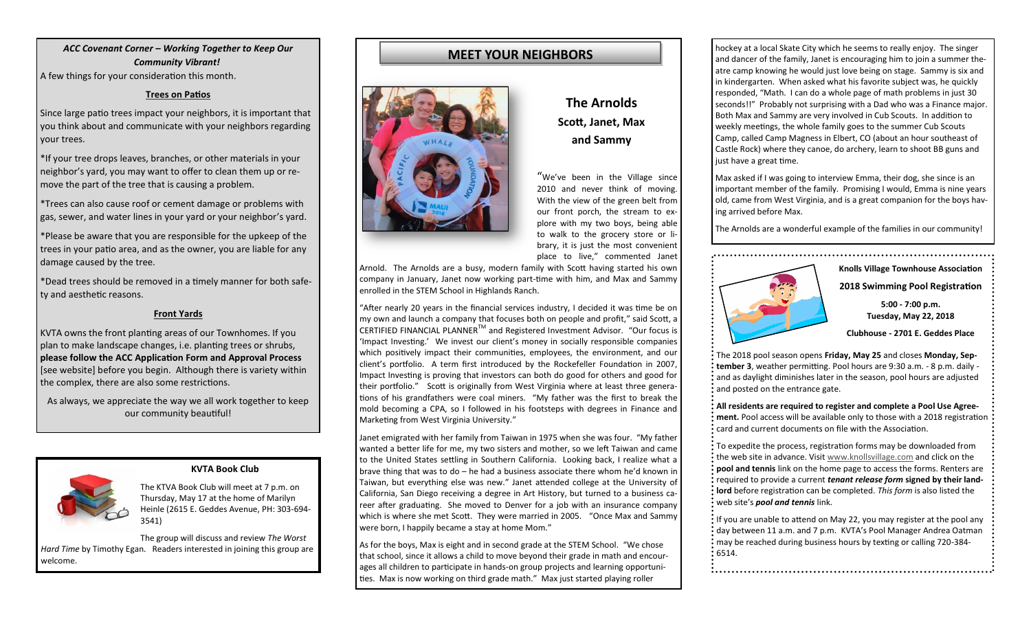***ACC Covenant Corner – Working Together to Keep Our Community Vibrant!***

A few things for your consideration this month.

**Trees on Patios**

Since large patio trees impact your neighbors, it is important that you think about and communicate with your neighbors regarding your trees.

*If your tree drops leaves, branches, or other materials in your neighbor's yard, you may want to offer to clean them up or remove the part of the tree that is causing a problem.

*Trees can also cause roof or cement damage or problems with gas, sewer, and water lines in your yard or your neighbor's yard.

*Please be aware that you are responsible for the upkeep of the trees in your patio area, and as the owner, you are liable for any damage caused by the tree.

*Dead trees should be removed in a timely manner for both safety and aesthetic reasons.

**Front Yards**

KVTA owns the front planting areas of our Townhomes. If you plan to make landscape changes, i.e. planting trees or shrubs, **please follow the ACC Application Form and Approval Process** [see website] before you begin. Although there is variety within the complex, there are also some restrictions.

As always, we appreciate the way we all work together to keep our community beautiful!

**KVTA Book Club**

The KTVA Book Club will meet at 7 p.m. on Thursday, May 17 at the home of Marilyn Heinle (2615 E. Geddes Avenue, PH: 303-694-3541)

The group will discuss and review *The Worst Hard Time* by Timothy Egan. Readers interested in joining this group are welcome.

# MEET YOUR NEIGHBORS

## The Arnolds

### Scott, Janet, Max and Sammy

"We've been in the Village since 2010 and never think of moving. With the view of the green belt from our front porch, the stream to explore with my two boys, being able to walk to the grocery store or library, it is just the most convenient place to live," commented Janet Arnold. The Arnolds are a busy, modern family with Scott having started his own company in January, Janet now working part-time with him, and Max and Sammy enrolled in the STEM School in Highlands Ranch.

"After nearly 20 years in the financial services industry, I decided it was time be on my own and launch a company that focuses both on people and profit," said Scott, a CERTIFIED FINANCIAL PLANNER™ and Registered Investment Advisor. "Our focus is 'Impact Investing.' We invest our client's money in socially responsible companies which positively impact their communities, employees, the environment, and our client's portfolio. A term first introduced by the Rockefeller Foundation in 2007, Impact Investing is proving that investors can both do good for others and good for their portfolio." Scott is originally from West Virginia where at least three generations of his grandfathers were coal miners. "My father was the first to break the mold becoming a CPA, so I followed in his footsteps with degrees in Finance and Marketing from West Virginia University."

Janet emigrated with her family from Taiwan in 1975 when she was four. "My father wanted a better life for me, my two sisters and mother, so we left Taiwan and came to the United States settling in Southern California. Looking back, I realize what a brave thing that was to do – he had a business associate there whom he'd known in Taiwan, but everything else was new." Janet attended college at the University of California, San Diego receiving a degree in Art History, but turned to a business career after graduating. She moved to Denver for a job with an insurance company which is where she met Scott. They were married in 2005. "Once Max and Sammy were born, I happily became a stay at home Mom."

As for the boys, Max is eight and in second grade at the STEM School. "We chose that school, since it allows a child to move beyond their grade in math and encourages all children to participate in hands-on group projects and learning opportunities. Max is now working on third grade math." Max just started playing roller hockey at a local Skate City which he seems to really enjoy. The singer and dancer of the family, Janet is encouraging him to join a summer theatre camp knowing he would just love being on stage. Sammy is six and in kindergarten. When asked what his favorite subject was, he quickly responded, "Math. I can do a whole page of math problems in just 30 seconds!!" Probably not surprising with a Dad who was a Finance major. Both Max and Sammy are very involved in Cub Scouts. In addition to weekly meetings, the whole family goes to the summer Cub Scouts Camp, called Camp Magness in Elbert, CO (about an hour southeast of Castle Rock) where they canoe, do archery, learn to shoot BB guns and just have a great time.

Max asked if I was going to interview Emma, their dog, she since is an important member of the family. Promising I would, Emma is nine years old, came from West Virginia, and is a great companion for the boys having arrived before Max.

The Arnolds are a wonderful example of the families in our community!

**Knolls Village Townhouse Association**

**2018 Swimming Pool Registration**

**5:00 - 7:00 p.m.**
**Tuesday, May 22, 2018**

**Clubhouse - 2701 E. Geddes Place**

The 2018 pool season opens **Friday, May 25** and closes **Monday, September 3**, weather permitting. Pool hours are 9:30 a.m. - 8 p.m. daily - and as daylight diminishes later in the season, pool hours are adjusted and posted on the entrance gate.

**All residents are required to register and complete a Pool Use Agreement.** Pool access will be available only to those with a 2018 registration card and current documents on file with the Association.

To expedite the process, registration forms may be downloaded from the web site in advance. Visit www.knollsvillage.com and click on the **pool and tennis** link on the home page to access the forms. Renters are required to provide a current ***tenant release form* signed by their landlord** before registration can be completed. *This form* is also listed the web site's ***pool and tennis*** link.

If you are unable to attend on May 22, you may register at the pool any day between 11 a.m. and 7 p.m. KVTA's Pool Manager Andrea Oatman may be reached during business hours by texting or calling 720-384-6514.